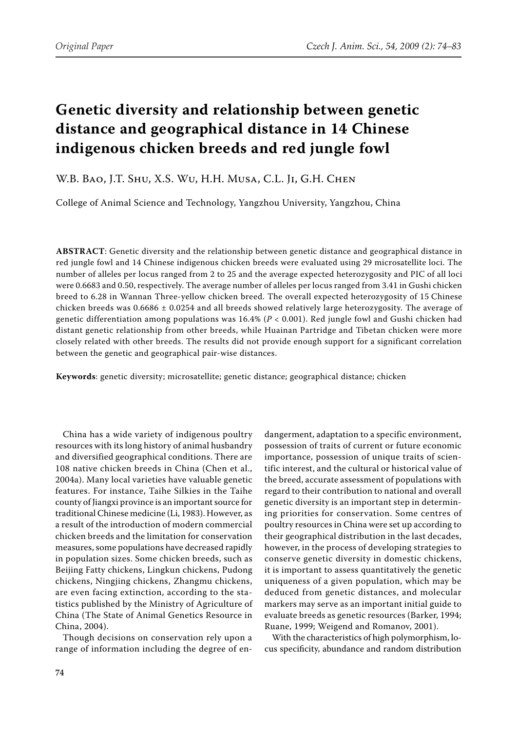Original Paper

# Genetic diversity and relationship between genetic distance and geographical distance in 14 Chinese indigenous chicken breeds and red jungle fowl

W.B. Bao, J.T. Shu, X.S. Wu, H.H. Musa, C.L. Ji, G.H. Chen

College of Animal Science and Technology, Yangzhou University, Yangzhou, China

**ABSTRACT**: Genetic diversity and the relationship between genetic distance and geographical distance in red jungle fowl and 14 Chinese indigenous chicken breeds were evaluated using 29 microsatellite loci. The number of alleles per locus ranged from 2 to 25 and the average expected heterozygosity and PIC of all loci were 0.6683 and 0.50, respectively. The average number of alleles per locus ranged from 3.41 in Gushi chicken breed to 6.28 in Wannan Three-yellow chicken breed. The overall expected heterozygosity of 15 Chinese chicken breeds was 0.6686 ± 0.0254 and all breeds showed relatively large heterozygosity. The average of genetic differentiation among populations was 16.4% ($P < 0.001$). Red jungle fowl and Gushi chicken had distant genetic relationship from other breeds, while Huainan Partridge and Tibetan chicken were more closely related with other breeds. The results did not provide enough support for a significant correlation between the genetic and geographical pair-wise distances.

**Keywords**: genetic diversity; microsatellite; genetic distance; geographical distance; chicken

China has a wide variety of indigenous poultry resources with its long history of animal husbandry and diversified geographical conditions. There are 108 native chicken breeds in China (Chen et al., 2004a). Many local varieties have valuable genetic features. For instance, Taihe Silkies in the Taihe county of Jiangxi province is an important source for traditional Chinese medicine (Li, 1983). However, as a result of the introduction of modern commercial chicken breeds and the limitation for conservation measures, some populations have decreased rapidly in population sizes. Some chicken breeds, such as Beijing Fatty chickens, Lingkun chickens, Pudong chickens, Ningjing chickens, Zhangmu chickens, are even facing extinction, according to the statistics published by the Ministry of Agriculture of China (The State of Animal Genetics Resource in China, 2004).

Though decisions on conservation rely upon a range of information including the degree of endangerment, adaptation to a specific environment, possession of traits of current or future economic importance, possession of unique traits of scientific interest, and the cultural or historical value of the breed, accurate assessment of populations with regard to their contribution to national and overall genetic diversity is an important step in determining priorities for conservation. Some centres of poultry resources in China were set up according to their geographical distribution in the last decades, however, in the process of developing strategies to conserve genetic diversity in domestic chickens, it is important to assess quantitatively the genetic uniqueness of a given population, which may be deduced from genetic distances, and molecular markers may serve as an important initial guide to evaluate breeds as genetic resources (Barker, 1994; Ruane, 1999; Weigend and Romanov, 2001).

With the characteristics of high polymorphism, locus specificity, abundance and random distribution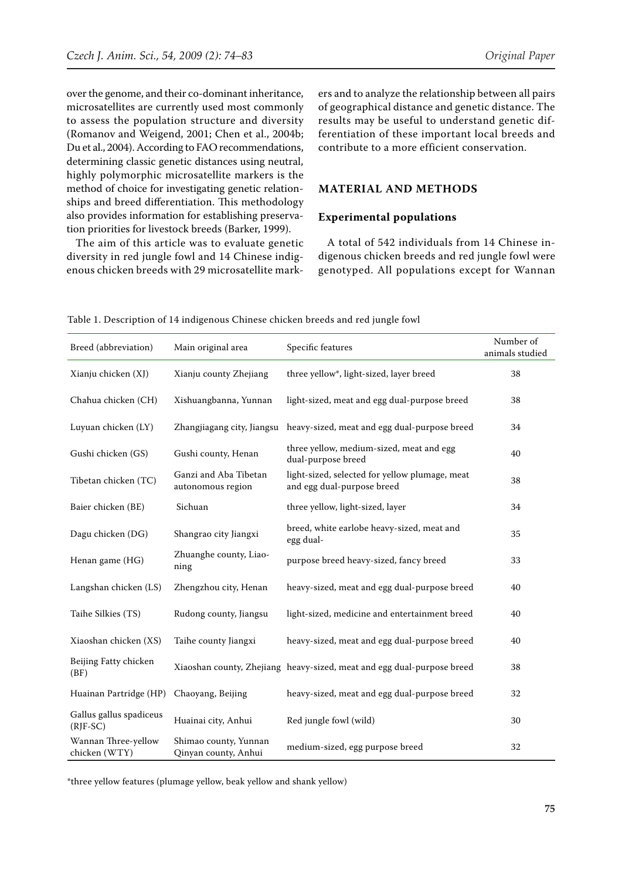over the genome, and their co-dominant inheritance, microsatellites are currently used most commonly to assess the population structure and diversity (Romanov and Weigend, 2001; Chen et al., 2004b; Du et al., 2004). According to FAO recommendations, determining classic genetic distances using neutral, highly polymorphic microsatellite markers is the method of choice for investigating genetic relationships and breed differentiation. This methodology also provides information for establishing preservation priorities for livestock breeds (Barker, 1999).

The aim of this article was to evaluate genetic diversity in red jungle fowl and 14 Chinese indigenous chicken breeds with 29 microsatellite markers and to analyze the relationship between all pairs of geographical distance and genetic distance. The results may be useful to understand genetic differentiation of these important local breeds and contribute to a more efficient conservation.

## MATERIAL AND METHODS

### Experimental populations

A total of 542 individuals from 14 Chinese indigenous chicken breeds and red jungle fowl were genotyped. All populations except for Wannan

Table 1. Description of 14 indigenous Chinese chicken breeds and red jungle fowl

| Breed (abbreviation) | Main original area | Specific features | Number of animals studied |
|---|---|---|---|
| Xianju chicken (XJ) | Xianju county Zhejiang | three yellow*, light-sized, layer breed | 38 |
| Chahua chicken (CH) | Xishuangbanna, Yunnan | light-sized, meat and egg dual-purpose breed | 38 |
| Luyuan chicken (LY) | Zhangjiagang city, Jiangsu | heavy-sized, meat and egg dual-purpose breed | 34 |
| Gushi chicken (GS) | Gushi county, Henan | three yellow, medium-sized, meat and egg dual-purpose breed | 40 |
| Tibetan chicken (TC) | Ganzi and Aba Tibetan autonomous region | light-sized, selected for yellow plumage, meat and egg dual-purpose breed | 38 |
| Baier chicken (BE) | Sichuan | three yellow, light-sized, layer | 34 |
| Dagu chicken (DG) | Shangrao city Jiangxi | breed, white earlobe heavy-sized, meat and egg dual- | 35 |
| Henan game (HG) | Zhuanghe county, Liaoning | purpose breed heavy-sized, fancy breed | 33 |
| Langshan chicken (LS) | Zhengzhou city, Henan | heavy-sized, meat and egg dual-purpose breed | 40 |
| Taihe Silkies (TS) | Rudong county, Jiangsu | light-sized, medicine and entertainment breed | 40 |
| Xiaoshan chicken (XS) | Taihe county Jiangxi | heavy-sized, meat and egg dual-purpose breed | 40 |
| Beijing Fatty chicken (BF) | Xiaoshan county, Zhejiang | heavy-sized, meat and egg dual-purpose breed | 38 |
| Huainan Partridge (HP) | Chaoyang, Beijing | heavy-sized, meat and egg dual-purpose breed | 32 |
| Gallus gallus spadiceus (RJF-SC) | Huainai city, Anhui | Red jungle fowl (wild) | 30 |
| Wannan Three-yellow chicken (WTY) | Shimao county, Yunnan Qinyan county, Anhui | medium-sized, egg purpose breed | 32 |

*three yellow features (plumage yellow, beak yellow and shank yellow)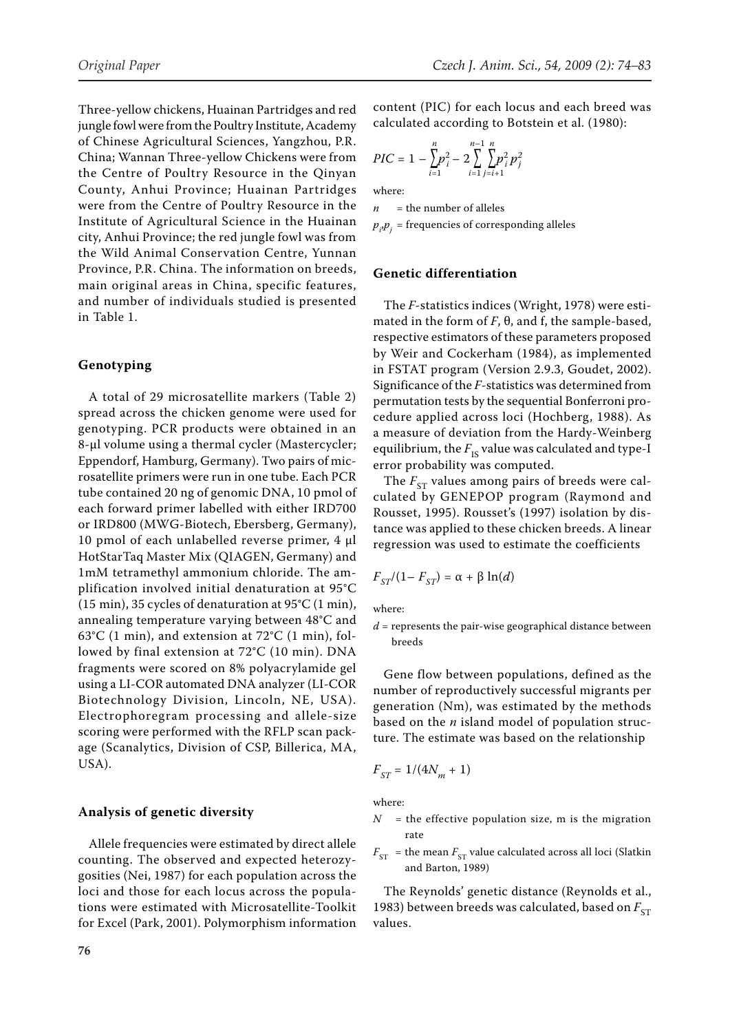Three-yellow chickens, Huainan Partridges and red jungle fowl were from the Poultry Institute, Academy of Chinese Agricultural Sciences, Yangzhou, P.R. China; Wannan Three-yellow Chickens were from the Centre of Poultry Resource in the Qinyan County, Anhui Province; Huainan Partridges were from the Centre of Poultry Resource in the Institute of Agricultural Science in the Huainan city, Anhui Province; the red jungle fowl was from the Wild Animal Conservation Centre, Yunnan Province, P.R. China. The information on breeds, main original areas in China, specific features, and number of individuals studied is presented in Table 1.

### Genotyping

A total of 29 microsatellite markers (Table 2) spread across the chicken genome were used for genotyping. PCR products were obtained in an 8-µl volume using a thermal cycler (Mastercycler; Eppendorf, Hamburg, Germany). Two pairs of microsatellite primers were run in one tube. Each PCR tube contained 20 ng of genomic DNA, 10 pmol of each forward primer labelled with either IRD700 or IRD800 (MWG-Biotech, Ebersberg, Germany), 10 pmol of each unlabelled reverse primer, 4 µl HotStarTaq Master Mix (QIAGEN, Germany) and 1mM tetramethyl ammonium chloride. The amplification involved initial denaturation at 95°C (15 min), 35 cycles of denaturation at 95°C (1 min), annealing temperature varying between 48°C and 63°C (1 min), and extension at 72°C (1 min), followed by final extension at 72°C (10 min). DNA fragments were scored on 8% polyacrylamide gel using a LI-COR automated DNA analyzer (LI-COR Biotechnology Division, Lincoln, NE, USA). Electrophoregram processing and allele-size scoring were performed with the RFLP scan package (Scanalytics, Division of CSP, Billerica, MA, USA).

### Analysis of genetic diversity

Allele frequencies were estimated by direct allele counting. The observed and expected heterozygosities (Nei, 1987) for each population across the loci and those for each locus across the populations were estimated with Microsatellite-Toolkit for Excel (Park, 2001). Polymorphism information content (PIC) for each locus and each breed was calculated according to Botstein et al. (1980):

$$PIC = 1 - \sum_{i=1}^{n} p_i^2 - 2\sum_{i=1}^{n-1}\sum_{j=i+1}^{n} p_i^2 p_j^2$$

where:

$n$ = the number of alleles

$p_i, p_j$ = frequencies of corresponding alleles

### Genetic differentiation

The *F*-statistics indices (Wright, 1978) were estimated in the form of $F$, θ, and f, the sample-based, respective estimators of these parameters proposed by Weir and Cockerham (1984), as implemented in FSTAT program (Version 2.9.3, Goudet, 2002). Significance of the *F*-statistics was determined from permutation tests by the sequential Bonferroni procedure applied across loci (Hochberg, 1988). As a measure of deviation from the Hardy-Weinberg equilibrium, the $F_{IS}$ value was calculated and type-I error probability was computed.

The $F_{ST}$ values among pairs of breeds were calculated by GENEPOP program (Raymond and Rousset, 1995). Rousset's (1997) isolation by distance was applied to these chicken breeds. A linear regression was used to estimate the coefficients

$$F_{ST}/(1 - F_{ST}) = \alpha + \beta \ln(d)$$

where:

$d$ = represents the pair-wise geographical distance between breeds

Gene flow between populations, defined as the number of reproductively successful migrants per generation (Nm), was estimated by the methods based on the *n* island model of population structure. The estimate was based on the relationship

$$F_{ST} = 1/(4N_m + 1)$$

where:

$N$ = the effective population size, m is the migration rate

$F_{ST}$ = the mean $F_{ST}$ value calculated across all loci (Slatkin and Barton, 1989)

The Reynolds' genetic distance (Reynolds et al., 1983) between breeds was calculated, based on $F_{ST}$ values.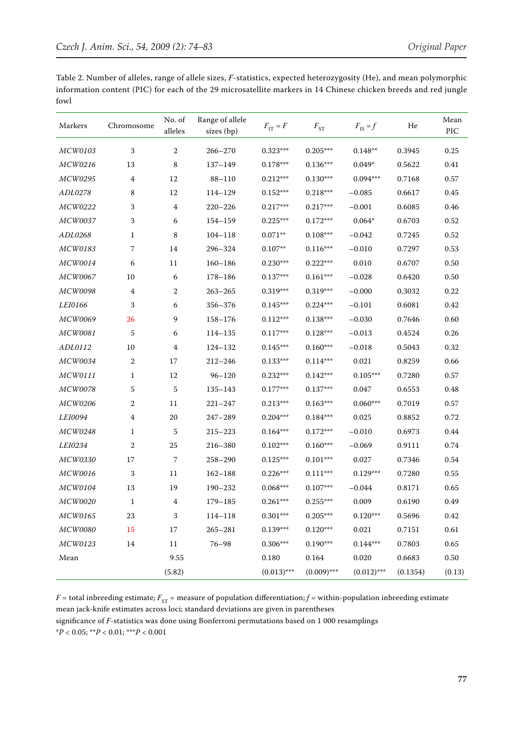Table 2. Number of alleles, range of allele sizes, *F*-statistics, expected heterozygosity (He), and mean polymorphic information content (PIC) for each of the 29 microsatellite markers in 14 Chinese chicken breeds and red jungle fowl

| Markers | Chromosome | No. of alleles | Range of allele sizes (bp) | $F_{IT} = F$ | $F_{ST}$ | $F_{IS} = f$ | He | Mean PIC |
|---|---|---|---|---|---|---|---|---|
| *MCW0103* | 3 | 2 | 266–270 | 0.323*** | 0.205*** | 0.148** | 0.3945 | 0.25 |
| *MCW0216* | 13 | 8 | 137–149 | 0.178*** | 0.136*** | 0.049* | 0.5622 | 0.41 |
| *MCW0295* | 4 | 12 | 88–110 | 0.212*** | 0.130*** | 0.094*** | 0.7168 | 0.57 |
| *ADL0278* | 8 | 12 | 114–129 | 0.152*** | 0.218*** | −0.085 | 0.6617 | 0.45 |
| *MCW0222* | 3 | 4 | 220–226 | 0.217*** | 0.217*** | −0.001 | 0.6085 | 0.46 |
| *MCW0037* | 3 | 6 | 154–159 | 0.225*** | 0.172*** | 0.064* | 0.6703 | 0.52 |
| *ADL0268* | 1 | 8 | 104–118 | 0.071** | 0.108*** | −0.042 | 0.7245 | 0.52 |
| *MCW0183* | 7 | 14 | 296–324 | 0.107** | 0.116*** | −0.010 | 0.7297 | 0.53 |
| *MCW0014* | 6 | 11 | 160–186 | 0.230*** | 0.222*** | 0.010 | 0.6707 | 0.50 |
| *MCW0067* | 10 | 6 | 178–186 | 0.137*** | 0.161*** | −0.028 | 0.6420 | 0.50 |
| *MCW0098* | 4 | 2 | 263–265 | 0.319*** | 0.319*** | −0.000 | 0.3032 | 0.22 |
| *LEI0166* | 3 | 6 | 356–376 | 0.145*** | 0.224*** | −0.101 | 0.6081 | 0.42 |
| *MCW0069* | 26 | 9 | 158–176 | 0.112*** | 0.138*** | −0.030 | 0.7646 | 0.60 |
| *MCW0081* | 5 | 6 | 114–135 | 0.117*** | 0.128*** | −0.013 | 0.4524 | 0.26 |
| *ADL0112* | 10 | 4 | 124–132 | 0.145*** | 0.160*** | −0.018 | 0.5043 | 0.32 |
| *MCW0034* | 2 | 17 | 212–246 | 0.133*** | 0.114*** | 0.021 | 0.8259 | 0.66 |
| *MCW0111* | 1 | 12 | 96–120 | 0.232*** | 0.142*** | 0.105*** | 0.7280 | 0.57 |
| *MCW0078* | 5 | 5 | 135–143 | 0.177*** | 0.137*** | 0.047 | 0.6553 | 0.48 |
| *MCW0206* | 2 | 11 | 221–247 | 0.213*** | 0.163*** | 0.060*** | 0.7019 | 0.57 |
| *LEI0094* | 4 | 20 | 247–289 | 0.204*** | 0.184*** | 0.025 | 0.8852 | 0.72 |
| *MCW0248* | 1 | 5 | 215–223 | 0.164*** | 0.172*** | −0.010 | 0.6973 | 0.44 |
| *LEI0234* | 2 | 25 | 216–380 | 0.102*** | 0.160*** | −0.069 | 0.9111 | 0.74 |
| *MCW0330* | 17 | 7 | 258–290 | 0.125*** | 0.101*** | 0.027 | 0.7346 | 0.54 |
| *MCW0016* | 3 | 11 | 162–188 | 0.226*** | 0.111*** | 0.129*** | 0.7280 | 0.55 |
| *MCW0104* | 13 | 19 | 190–232 | 0.068*** | 0.107*** | −0.044 | 0.8171 | 0.65 |
| *MCW0020* | 1 | 4 | 179–185 | 0.261*** | 0.255*** | 0.009 | 0.6190 | 0.49 |
| *MCW0165* | 23 | 3 | 114–118 | 0.301*** | 0.205*** | 0.120*** | 0.5696 | 0.42 |
| *MCW0080* | 15 | 17 | 265–281 | 0.139*** | 0.120*** | 0.021 | 0.7151 | 0.61 |
| *MCW0123* | 14 | 11 | 76–98 | 0.306*** | 0.190*** | 0.144*** | 0.7803 | 0.65 |
| Mean | | 9.55 | | 0.180 | 0.164 | 0.020 | 0.6683 | 0.50 |
| | | (5.82) | | (0.013)*** | (0.009)*** | (0.012)*** | (0.1354) | (0.13) |

*F* = total inbreeding estimate; $F_{ST}$ = measure of population differentiation; *f* = within-population inbreeding estimate
mean jack-knife estimates across loci; standard deviations are given in parentheses
significance of *F*-statistics was done using Bonferroni permutations based on 1 000 resamplings
*$P < 0.05$; **$P < 0.01$; ***$P < 0.001$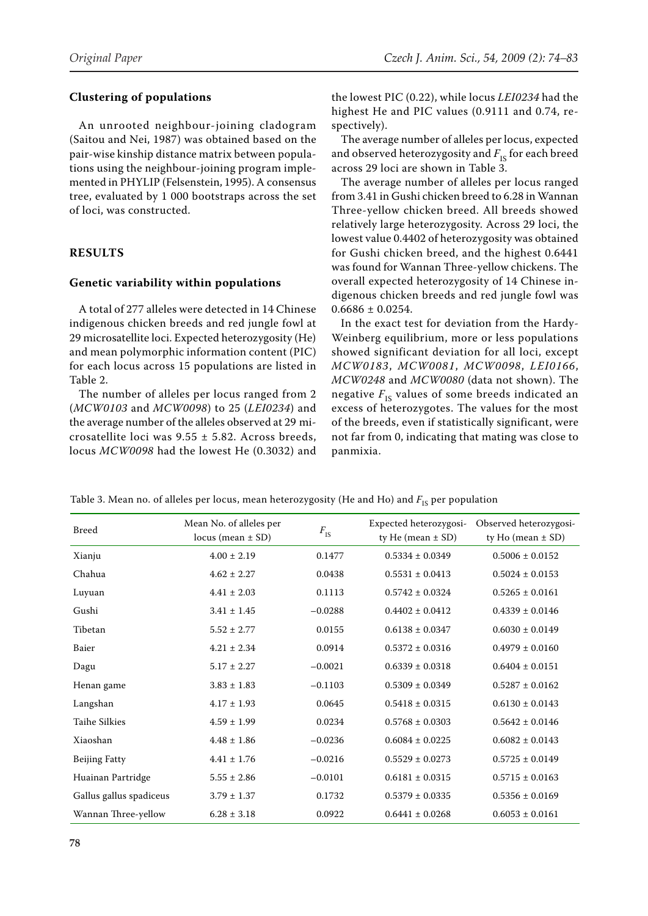### Clustering of populations

An unrooted neighbour-joining cladogram (Saitou and Nei, 1987) was obtained based on the pair-wise kinship distance matrix between populations using the neighbour-joining program implemented in PHYLIP (Felsenstein, 1995). A consensus tree, evaluated by 1 000 bootstraps across the set of loci, was constructed.

## RESULTS

### Genetic variability within populations

A total of 277 alleles were detected in 14 Chinese indigenous chicken breeds and red jungle fowl at 29 microsatellite loci. Expected heterozygosity (He) and mean polymorphic information content (PIC) for each locus across 15 populations are listed in Table 2.

The number of alleles per locus ranged from 2 (*MCW0103* and *MCW0098*) to 25 (*LEI0234*) and the average number of the alleles observed at 29 microsatellite loci was 9.55 ± 5.82. Across breeds, locus *MCW0098* had the lowest He (0.3032) and the lowest PIC (0.22), while locus *LEI0234* had the highest He and PIC values (0.9111 and 0.74, respectively).

The average number of alleles per locus, expected and observed heterozygosity and $F_{IS}$ for each breed across 29 loci are shown in Table 3.

The average number of alleles per locus ranged from 3.41 in Gushi chicken breed to 6.28 in Wannan Three-yellow chicken breed. All breeds showed relatively large heterozygosity. Across 29 loci, the lowest value 0.4402 of heterozygosity was obtained for Gushi chicken breed, and the highest 0.6441 was found for Wannan Three-yellow chickens. The overall expected heterozygosity of 14 Chinese indigenous chicken breeds and red jungle fowl was 0.6686 ± 0.0254.

In the exact test for deviation from the Hardy-Weinberg equilibrium, more or less populations showed significant deviation for all loci, except *MCW0183*, *MCW0081*, *MCW0098*, *LEI0166*, *MCW0248* and *MCW0080* (data not shown). The negative $F_{IS}$ values of some breeds indicated an excess of heterozygotes. The values for the most of the breeds, even if statistically significant, were not far from 0, indicating that mating was close to panmixia.

Table 3. Mean no. of alleles per locus, mean heterozygosity (He and Ho) and $F_{IS}$ per population

| Breed | Mean No. of alleles per locus (mean ± SD) | $F_{IS}$ | Expected heterozygosity He (mean ± SD) | Observed heterozygosity Ho (mean ± SD) |
|---|---|---|---|---|
| Xianju | 4.00 ± 2.19 | 0.1477 | 0.5334 ± 0.0349 | 0.5006 ± 0.0152 |
| Chahua | 4.62 ± 2.27 | 0.0438 | 0.5531 ± 0.0413 | 0.5024 ± 0.0153 |
| Luyuan | 4.41 ± 2.03 | 0.1113 | 0.5742 ± 0.0324 | 0.5265 ± 0.0161 |
| Gushi | 3.41 ± 1.45 | −0.0288 | 0.4402 ± 0.0412 | 0.4339 ± 0.0146 |
| Tibetan | 5.52 ± 2.77 | 0.0155 | 0.6138 ± 0.0347 | 0.6030 ± 0.0149 |
| Baier | 4.21 ± 2.34 | 0.0914 | 0.5372 ± 0.0316 | 0.4979 ± 0.0160 |
| Dagu | 5.17 ± 2.27 | −0.0021 | 0.6339 ± 0.0318 | 0.6404 ± 0.0151 |
| Henan game | 3.83 ± 1.83 | −0.1103 | 0.5309 ± 0.0349 | 0.5287 ± 0.0162 |
| Langshan | 4.17 ± 1.93 | 0.0645 | 0.5418 ± 0.0315 | 0.6130 ± 0.0143 |
| Taihe Silkies | 4.59 ± 1.99 | 0.0234 | 0.5768 ± 0.0303 | 0.5642 ± 0.0146 |
| Xiaoshan | 4.48 ± 1.86 | −0.0236 | 0.6084 ± 0.0225 | 0.6082 ± 0.0143 |
| Beijing Fatty | 4.41 ± 1.76 | −0.0216 | 0.5529 ± 0.0273 | 0.5725 ± 0.0149 |
| Huainan Partridge | 5.55 ± 2.86 | −0.0101 | 0.6181 ± 0.0315 | 0.5715 ± 0.0163 |
| Gallus gallus spadiceus | 3.79 ± 1.37 | 0.1732 | 0.5379 ± 0.0335 | 0.5356 ± 0.0169 |
| Wannan Three-yellow | 6.28 ± 3.18 | 0.0922 | 0.6441 ± 0.0268 | 0.6053 ± 0.0161 |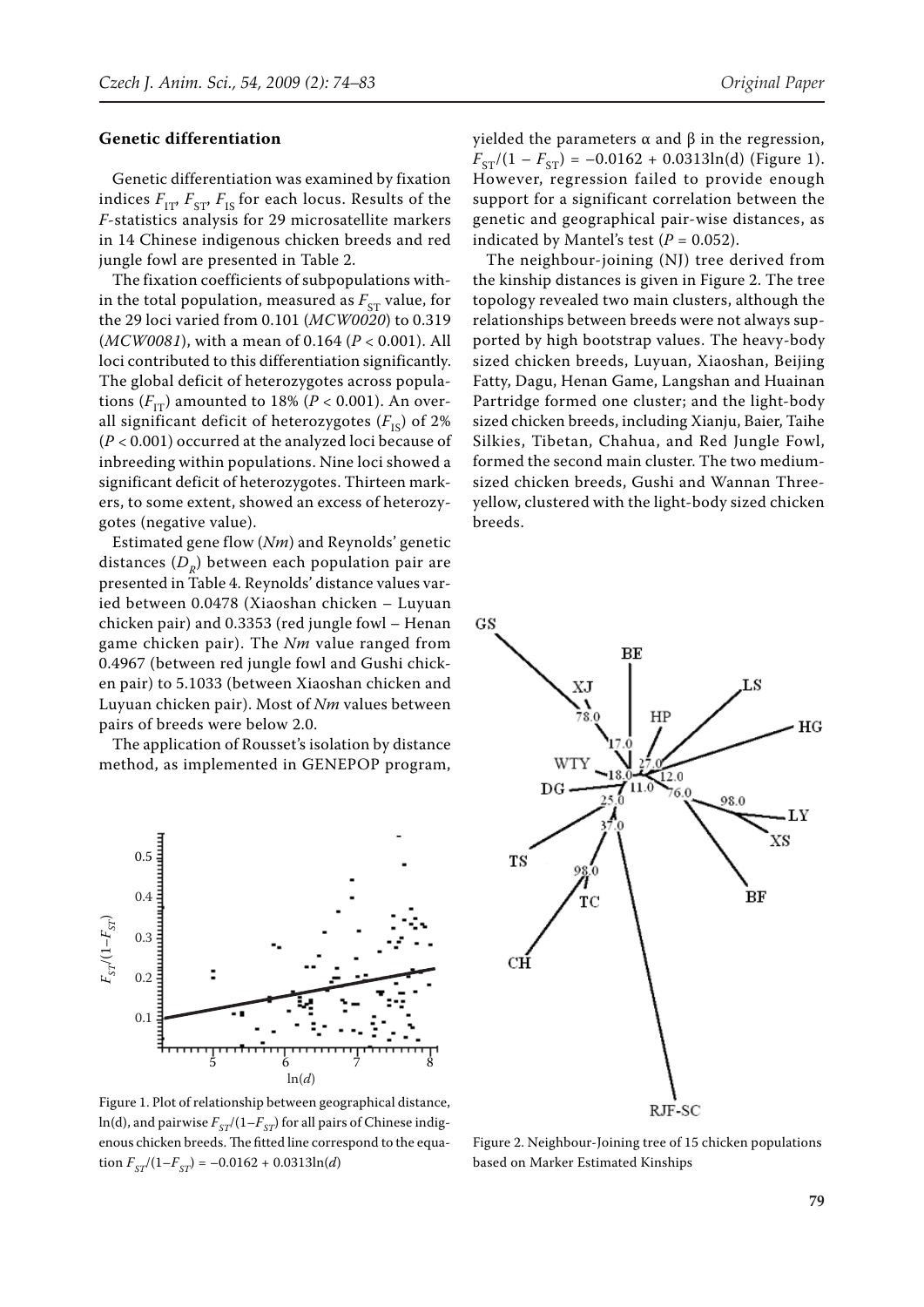### Genetic differentiation

Genetic differentiation was examined by fixation indices $F_{IT}$, $F_{ST}$, $F_{IS}$ for each locus. Results of the *F*-statistics analysis for 29 microsatellite markers in 14 Chinese indigenous chicken breeds and red jungle fowl are presented in Table 2.

The fixation coefficients of subpopulations within the total population, measured as $F_{ST}$ value, for the 29 loci varied from 0.101 (*MCW0020*) to 0.319 (*MCW0081*), with a mean of 0.164 ($P < 0.001$). All loci contributed to this differentiation significantly. The global deficit of heterozygotes across populations ($F_{IT}$) amounted to 18% ($P < 0.001$). An overall significant deficit of heterozygotes ($F_{IS}$) of 2% ($P < 0.001$) occurred at the analyzed loci because of inbreeding within populations. Nine loci showed a significant deficit of heterozygotes. Thirteen markers, to some extent, showed an excess of heterozygotes (negative value).

Estimated gene flow (*Nm*) and Reynolds' genetic distances ($D_R$) between each population pair are presented in Table 4. Reynolds' distance values varied between 0.0478 (Xiaoshan chicken – Luyuan chicken pair) and 0.3353 (red jungle fowl – Henan game chicken pair). The *Nm* value ranged from 0.4967 (between red jungle fowl and Gushi chicken pair) to 5.1033 (between Xiaoshan chicken and Luyuan chicken pair). Most of *Nm* values between pairs of breeds were below 2.0.

The application of Rousset's isolation by distance method, as implemented in GENEPOP program, yielded the parameters α and β in the regression, $F_{ST}/(1 - F_{ST}) = -0.0162 + 0.0313\ln(d)$ (Figure 1). However, regression failed to provide enough support for a significant correlation between the genetic and geographical pair-wise distances, as indicated by Mantel's test ($P = 0.052$).

The neighbour-joining (NJ) tree derived from the kinship distances is given in Figure 2. The tree topology revealed two main clusters, although the relationships between breeds were not always supported by high bootstrap values. The heavy-body sized chicken breeds, Luyuan, Xiaoshan, Beijing Fatty, Dagu, Henan Game, Langshan and Huainan Partridge formed one cluster; and the light-body sized chicken breeds, including Xianju, Baier, Taihe Silkies, Tibetan, Chahua, and Red Jungle Fowl, formed the second main cluster. The two medium-sized chicken breeds, Gushi and Wannan Three-yellow, clustered with the light-body sized chicken breeds.

Figure 1. Plot of relationship between geographical distance, ln(d), and pairwise $F_{ST}/(1-F_{ST})$ for all pairs of Chinese indigenous chicken breeds. The fitted line correspond to the equation $F_{ST}/(1-F_{ST}) = -0.0162 + 0.0313\ln(d)$

Figure 2. Neighbour-Joining tree of 15 chicken populations based on Marker Estimated Kinships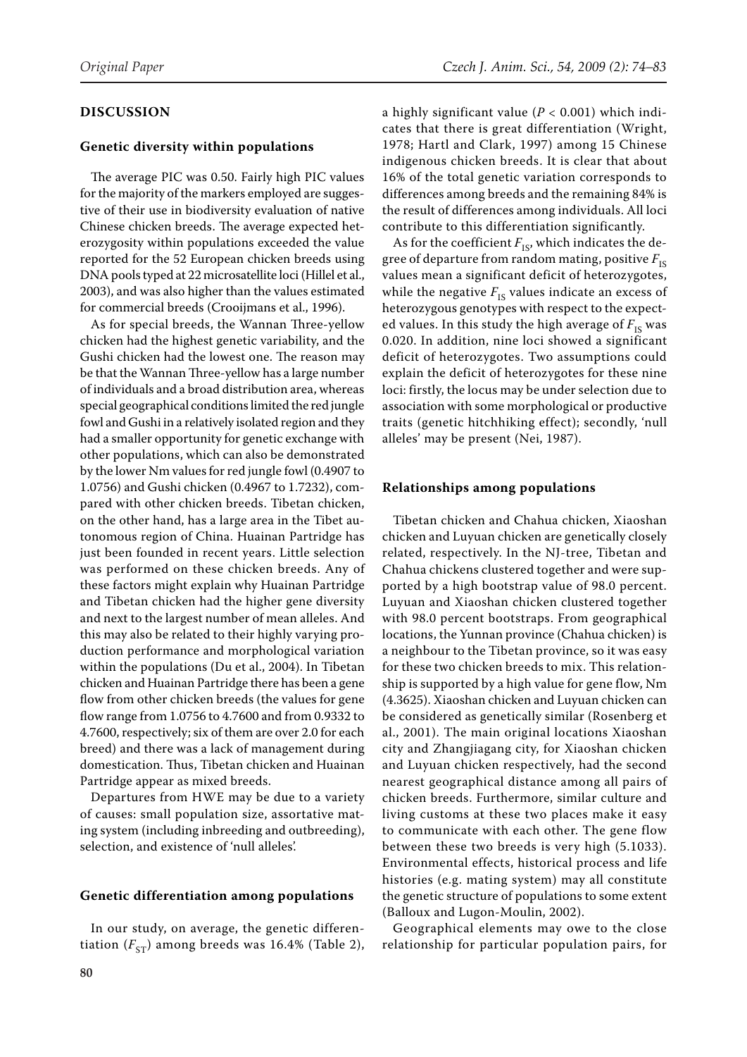## DISCUSSION

### Genetic diversity within populations

The average PIC was 0.50. Fairly high PIC values for the majority of the markers employed are suggestive of their use in biodiversity evaluation of native Chinese chicken breeds. The average expected heterozygosity within populations exceeded the value reported for the 52 European chicken breeds using DNA pools typed at 22 microsatellite loci (Hillel et al., 2003), and was also higher than the values estimated for commercial breeds (Crooijmans et al., 1996).

As for special breeds, the Wannan Three-yellow chicken had the highest genetic variability, and the Gushi chicken had the lowest one. The reason may be that the Wannan Three-yellow has a large number of individuals and a broad distribution area, whereas special geographical conditions limited the red jungle fowl and Gushi in a relatively isolated region and they had a smaller opportunity for genetic exchange with other populations, which can also be demonstrated by the lower Nm values for red jungle fowl (0.4907 to 1.0756) and Gushi chicken (0.4967 to 1.7232), compared with other chicken breeds. Tibetan chicken, on the other hand, has a large area in the Tibet autonomous region of China. Huainan Partridge has just been founded in recent years. Little selection was performed on these chicken breeds. Any of these factors might explain why Huainan Partridge and Tibetan chicken had the higher gene diversity and next to the largest number of mean alleles. And this may also be related to their highly varying production performance and morphological variation within the populations (Du et al., 2004). In Tibetan chicken and Huainan Partridge there has been a gene flow from other chicken breeds (the values for gene flow range from 1.0756 to 4.7600 and from 0.9332 to 4.7600, respectively; six of them are over 2.0 for each breed) and there was a lack of management during domestication. Thus, Tibetan chicken and Huainan Partridge appear as mixed breeds.

Departures from HWE may be due to a variety of causes: small population size, assortative mating system (including inbreeding and outbreeding), selection, and existence of 'null alleles'.

### Genetic differentiation among populations

In our study, on average, the genetic differentiation ($F_{ST}$) among breeds was 16.4% (Table 2), a highly significant value ($P < 0.001$) which indicates that there is great differentiation (Wright, 1978; Hartl and Clark, 1997) among 15 Chinese indigenous chicken breeds. It is clear that about 16% of the total genetic variation corresponds to differences among breeds and the remaining 84% is the result of differences among individuals. All loci contribute to this differentiation significantly.

As for the coefficient $F_{IS}$, which indicates the degree of departure from random mating, positive $F_{IS}$ values mean a significant deficit of heterozygotes, while the negative $F_{IS}$ values indicate an excess of heterozygous genotypes with respect to the expected values. In this study the high average of $F_{IS}$ was 0.020. In addition, nine loci showed a significant deficit of heterozygotes. Two assumptions could explain the deficit of heterozygotes for these nine loci: firstly, the locus may be under selection due to association with some morphological or productive traits (genetic hitchhiking effect); secondly, 'null alleles' may be present (Nei, 1987).

### Relationships among populations

Tibetan chicken and Chahua chicken, Xiaoshan chicken and Luyuan chicken are genetically closely related, respectively. In the NJ-tree, Tibetan and Chahua chickens clustered together and were supported by a high bootstrap value of 98.0 percent. Luyuan and Xiaoshan chicken clustered together with 98.0 percent bootstraps. From geographical locations, the Yunnan province (Chahua chicken) is a neighbour to the Tibetan province, so it was easy for these two chicken breeds to mix. This relationship is supported by a high value for gene flow, Nm (4.3625). Xiaoshan chicken and Luyuan chicken can be considered as genetically similar (Rosenberg et al., 2001). The main original locations Xiaoshan city and Zhangjiagang city, for Xiaoshan chicken and Luyuan chicken respectively, had the second nearest geographical distance among all pairs of chicken breeds. Furthermore, similar culture and living customs at these two places make it easy to communicate with each other. The gene flow between these two breeds is very high (5.1033). Environmental effects, historical process and life histories (e.g. mating system) may all constitute the genetic structure of populations to some extent (Balloux and Lugon-Moulin, 2002).

Geographical elements may owe to the close relationship for particular population pairs, for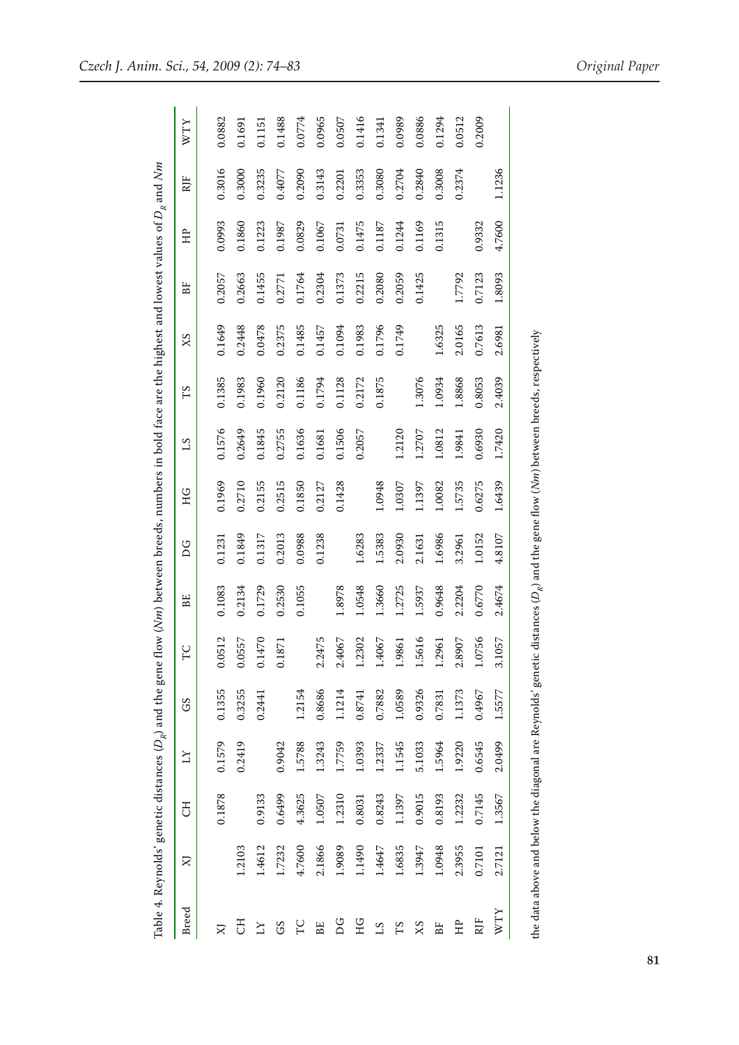Table 4. Reynolds' genetic distances ($D_R$) and the gene flow (*Nm*) between breeds, numbers in bold face are the highest and lowest values of $D_R$ and *Nm*

| Breed | XJ | CH | LY | GS | TC | BE | DG | HG | LS | TS | XS | BF | HP | RJF | WTY |
|---|---|---|---|---|---|---|---|---|---|---|---|---|---|---|---|
| XJ | | 0.1878 | 0.1579 | 0.1355 | 0.0512 | 0.1083 | 0.1231 | 0.1969 | 0.1576 | 0.1385 | 0.1649 | 0.2057 | 0.0993 | 0.3016 | 0.0882 |
| CH | 1.2103 | | 0.2419 | 0.3255 | 0.0557 | 0.2134 | 0.1849 | 0.2710 | 0.2649 | 0.1983 | 0.2448 | 0.2663 | 0.1860 | 0.3000 | 0.1691 |
| LY | 1.4612 | 0.9133 | | 0.2441 | 0.1470 | 0.1729 | 0.1317 | 0.2155 | 0.1845 | 0.1960 | 0.0478 | 0.1455 | 0.1223 | 0.3235 | 0.1151 |
| GS | 1.7232 | 0.6499 | 0.9042 | | 0.1871 | 0.2530 | 0.2013 | 0.2515 | 0.2755 | 0.2120 | 0.2375 | 0.2771 | 0.1987 | 0.4077 | 0.1488 |
| TC | 4.7600 | 4.3625 | 1.5788 | 1.2154 | | 0.1055 | 0.0988 | 0.1850 | 0.1636 | 0.1186 | 0.1485 | 0.1764 | 0.0829 | 0.2090 | 0.0774 |
| BE | 2.1866 | 1.0507 | 1.3243 | 0.8686 | 2.2475 | | 0.1238 | 0.2127 | 0.1681 | 0.1794 | 0.1457 | 0.2304 | 0.1067 | 0.3143 | 0.0965 |
| DG | 1.9089 | 1.2310 | 1.7759 | 1.1214 | 2.4067 | 1.8978 | | 0.1428 | 0.1506 | 0.1128 | 0.1094 | 0.1373 | 0.0731 | 0.2201 | 0.0507 |
| HG | 1.1490 | 0.8031 | 1.0393 | 0.8741 | 1.2302 | 1.0548 | 1.6283 | | 0.2057 | 0.2172 | 0.1983 | 0.2215 | 0.1475 | 0.3353 | 0.1416 |
| LS | 1.4647 | 0.8243 | 1.2337 | 0.7882 | 1.4067 | 1.3660 | 1.5383 | 1.0948 | | 0.1875 | 0.1796 | 0.2080 | 0.1187 | 0.3080 | 0.1341 |
| TS | 1.6835 | 1.1397 | 1.1545 | 1.0589 | 1.9861 | 1.2725 | 2.0930 | 1.0307 | 1.2120 | | 0.1749 | 0.2059 | 0.1244 | 0.2704 | 0.0989 |
| XS | 1.3947 | 0.9015 | 5.1033 | 0.9326 | 1.5616 | 1.5937 | 2.1631 | 1.1397 | 1.2707 | 1.3076 | | 0.1425 | 0.1169 | 0.2840 | 0.0886 |
| BF | 1.0948 | 0.8193 | 1.5964 | 0.7831 | 1.2961 | 0.9648 | 1.6986 | 1.0082 | 1.0812 | 1.0934 | 1.6325 | | 0.1315 | 0.3008 | 0.1294 |
| HP | 2.3955 | 1.2232 | 1.9220 | 1.1373 | 2.8907 | 2.2204 | 3.2961 | 1.5735 | 1.9841 | 1.8868 | 2.0165 | 1.7792 | | 0.2374 | 0.0512 |
| RJF | 0.7101 | 0.7145 | 0.6545 | 0.4967 | 1.0756 | 0.6770 | 1.0152 | 0.6275 | 0.6930 | 0.8053 | 0.7613 | 0.7123 | 0.9332 | | 0.2009 |
| WTY | 2.7121 | 1.3567 | 2.0499 | 1.5577 | 3.1057 | 2.4674 | 4.8107 | 1.6439 | 1.7420 | 2.4039 | 2.6981 | 1.8093 | 4.7600 | 1.1236 | |

the data above and below the diagonal are Reynolds' genetic distances ($D_R$) and the gene flow (*Nm*) between breeds, respectively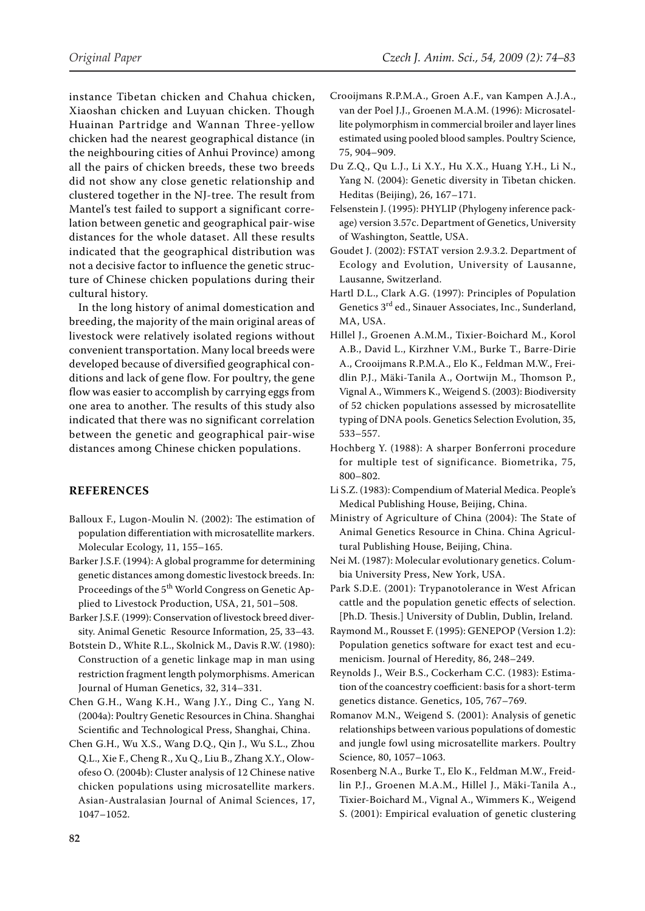instance Tibetan chicken and Chahua chicken, Xiaoshan chicken and Luyuan chicken. Though Huainan Partridge and Wannan Three-yellow chicken had the nearest geographical distance (in the neighbouring cities of Anhui Province) among all the pairs of chicken breeds, these two breeds did not show any close genetic relationship and clustered together in the NJ-tree. The result from Mantel's test failed to support a significant correlation between genetic and geographical pair-wise distances for the whole dataset. All these results indicated that the geographical distribution was not a decisive factor to influence the genetic structure of Chinese chicken populations during their cultural history.

In the long history of animal domestication and breeding, the majority of the main original areas of livestock were relatively isolated regions without convenient transportation. Many local breeds were developed because of diversified geographical conditions and lack of gene flow. For poultry, the gene flow was easier to accomplish by carrying eggs from one area to another. The results of this study also indicated that there was no significant correlation between the genetic and geographical pair-wise distances among Chinese chicken populations.

## REFERENCES

Balloux F., Lugon-Moulin N. (2002): The estimation of population differentiation with microsatellite markers. Molecular Ecology, 11, 155–165.

Barker J.S.F. (1994): A global programme for determining genetic distances among domestic livestock breeds. In: Proceedings of the 5th World Congress on Genetic Applied to Livestock Production, USA, 21, 501–508.

Barker J.S.F. (1999): Conservation of livestock breed diversity. Animal Genetic Resource Information, 25, 33–43.

Botstein D., White R.L., Skolnick M., Davis R.W. (1980): Construction of a genetic linkage map in man using restriction fragment length polymorphisms. American Journal of Human Genetics, 32, 314–331.

Chen G.H., Wang K.H., Wang J.Y., Ding C., Yang N. (2004a): Poultry Genetic Resources in China. Shanghai Scientific and Technological Press, Shanghai, China.

Chen G.H., Wu X.S., Wang D.Q., Qin J., Wu S.L., Zhou Q.L., Xie F., Cheng R., Xu Q., Liu B., Zhang X.Y., Olowofeso O. (2004b): Cluster analysis of 12 Chinese native chicken populations using microsatellite markers. Asian-Australasian Journal of Animal Sciences, 17, 1047–1052.

Crooijmans R.P.M.A., Groen A.F., van Kampen A.J.A., van der Poel J.J., Groenen M.A.M. (1996): Microsatellite polymorphism in commercial broiler and layer lines estimated using pooled blood samples. Poultry Science, 75, 904–909.

Du Z.Q., Qu L.J., Li X.Y., Hu X.X., Huang Y.H., Li N., Yang N. (2004): Genetic diversity in Tibetan chicken. Heditas (Beijing), 26, 167–171.

Felsenstein J. (1995): PHYLIP (Phylogeny inference package) version 3.57c. Department of Genetics, University of Washington, Seattle, USA.

Goudet J. (2002): FSTAT version 2.9.3.2. Department of Ecology and Evolution, University of Lausanne, Lausanne, Switzerland.

Hartl D.L., Clark A.G. (1997): Principles of Population Genetics 3rd ed., Sinauer Associates, Inc., Sunderland, MA, USA.

Hillel J., Groenen A.M.M., Tixier-Boichard M., Korol A.B., David L., Kirzhner V.M., Burke T., Barre-Dirie A., Crooijmans R.P.M.A., Elo K., Feldman M.W., Freidlin P.J., Mäki-Tanila A., Oortwijn M., Thomson P., Vignal A., Wimmers K., Weigend S. (2003): Biodiversity of 52 chicken populations assessed by microsatellite typing of DNA pools. Genetics Selection Evolution, 35, 533–557.

Hochberg Y. (1988): A sharper Bonferroni procedure for multiple test of significance. Biometrika, 75, 800–802.

Li S.Z. (1983): Compendium of Material Medica. People's Medical Publishing House, Beijing, China.

Ministry of Agriculture of China (2004): The State of Animal Genetics Resource in China. China Agricultural Publishing House, Beijing, China.

Nei M. (1987): Molecular evolutionary genetics. Columbia University Press, New York, USA.

Park S.D.E. (2001): Trypanotolerance in West African cattle and the population genetic effects of selection. [Ph.D. Thesis.] University of Dublin, Dublin, Ireland.

Raymond M., Rousset F. (1995): GENEPOP (Version 1.2): Population genetics software for exact test and ecumenicism. Journal of Heredity, 86, 248–249.

Reynolds J., Weir B.S., Cockerham C.C. (1983): Estimation of the coancestry coefficient: basis for a short-term genetics distance. Genetics, 105, 767–769.

Romanov M.N., Weigend S. (2001): Analysis of genetic relationships between various populations of domestic and jungle fowl using microsatellite markers. Poultry Science, 80, 1057–1063.

Rosenberg N.A., Burke T., Elo K., Feldman M.W., Freidlin P.J., Groenen M.A.M., Hillel J., Mäki-Tanila A., Tixier-Boichard M., Vignal A., Wimmers K., Weigend S. (2001): Empirical evaluation of genetic clustering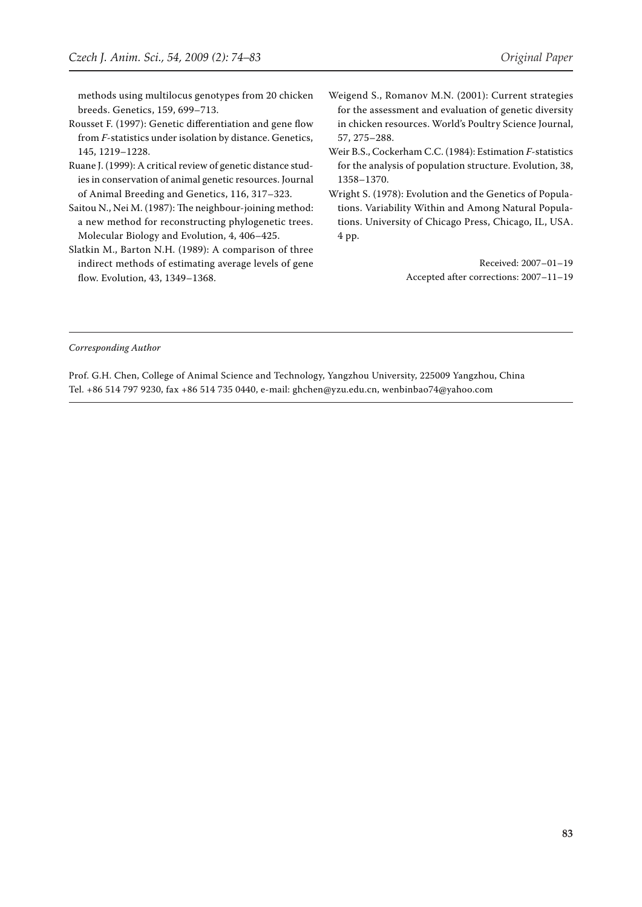methods using multilocus genotypes from 20 chicken breeds. Genetics, 159, 699–713.

Rousset F. (1997): Genetic differentiation and gene flow from *F*-statistics under isolation by distance. Genetics, 145, 1219–1228.

Ruane J. (1999): A critical review of genetic distance studies in conservation of animal genetic resources. Journal of Animal Breeding and Genetics, 116, 317–323.

Saitou N., Nei M. (1987): The neighbour-joining method: a new method for reconstructing phylogenetic trees. Molecular Biology and Evolution, 4, 406–425.

Slatkin M., Barton N.H. (1989): A comparison of three indirect methods of estimating average levels of gene flow. Evolution, 43, 1349–1368.

Weigend S., Romanov M.N. (2001): Current strategies for the assessment and evaluation of genetic diversity in chicken resources. World's Poultry Science Journal, 57, 275–288.

Weir B.S., Cockerham C.C. (1984): Estimation *F*-statistics for the analysis of population structure. Evolution, 38, 1358–1370.

Wright S. (1978): Evolution and the Genetics of Populations. Variability Within and Among Natural Populations. University of Chicago Press, Chicago, IL, USA. 4 pp.

Received: 2007–01–19
Accepted after corrections: 2007–11–19

*Corresponding Author*

Prof. G.H. Chen, College of Animal Science and Technology, Yangzhou University, 225009 Yangzhou, China
Tel. +86 514 797 9230, fax +86 514 735 0440, e-mail: ghchen@yzu.edu.cn, wenbinbao74@yahoo.com